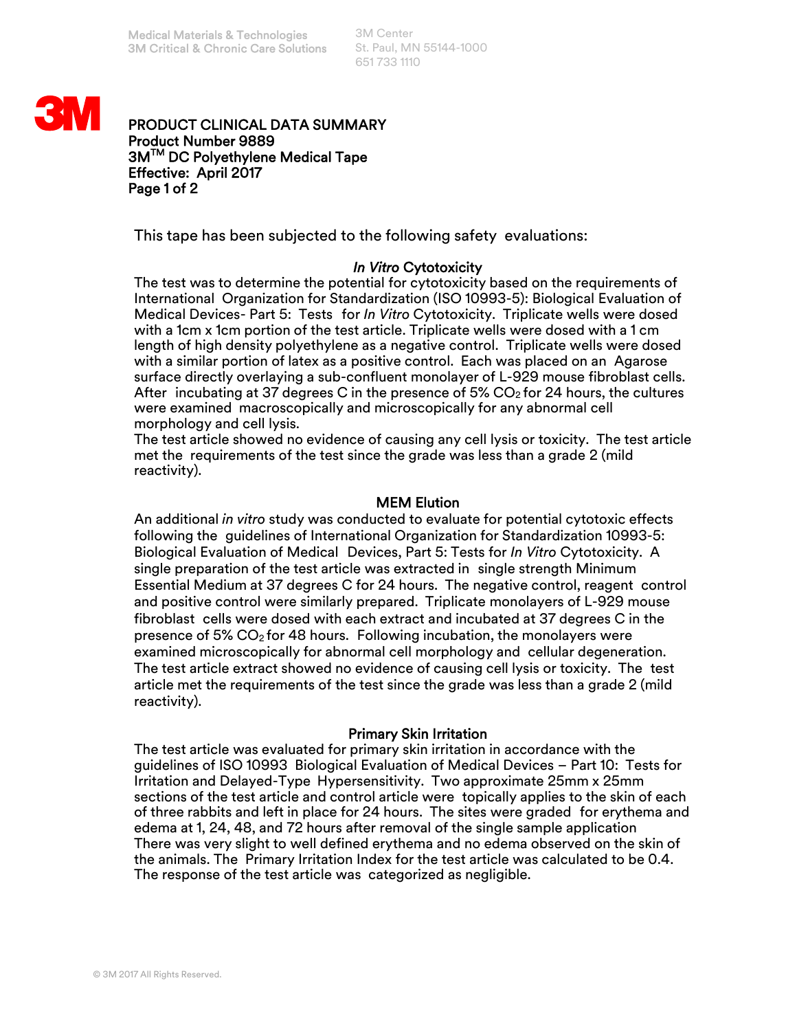Medical Materials & Technologies
3M Critical & Chronic Care Solutions

3M Center
St. Paul, MN 55144-1000
651 733 1110

# PRODUCT CLINICAL DATA SUMMARY
**Product Number 9889**
**3M™ DC Polyethylene Medical Tape**
**Effective: April 2017**

This tape has been subjected to the following safety evaluations:

## *In Vitro* Cytotoxicity

The test was to determine the potential for cytotoxicity based on the requirements of International Organization for Standardization (ISO 10993-5): Biological Evaluation of Medical Devices- Part 5: Tests for *In Vitro* Cytotoxicity. Triplicate wells were dosed with a 1cm x 1cm portion of the test article. Triplicate wells were dosed with a 1 cm length of high density polyethylene as a negative control. Triplicate wells were dosed with a similar portion of latex as a positive control. Each was placed on an Agarose surface directly overlaying a sub-confluent monolayer of L-929 mouse fibroblast cells. After incubating at 37 degrees C in the presence of 5% $CO_2$ for 24 hours, the cultures were examined macroscopically and microscopically for any abnormal cell morphology and cell lysis.
The test article showed no evidence of causing any cell lysis or toxicity. The test article met the requirements of the test since the grade was less than a grade 2 (mild reactivity).

## MEM Elution

An additional *in vitro* study was conducted to evaluate for potential cytotoxic effects following the guidelines of International Organization for Standardization 10993-5: Biological Evaluation of Medical Devices, Part 5: Tests for *In Vitro* Cytotoxicity. A single preparation of the test article was extracted in single strength Minimum Essential Medium at 37 degrees C for 24 hours. The negative control, reagent control and positive control were similarly prepared. Triplicate monolayers of L-929 mouse fibroblast cells were dosed with each extract and incubated at 37 degrees C in the presence of 5% $CO_2$ for 48 hours. Following incubation, the monolayers were examined microscopically for abnormal cell morphology and cellular degeneration. The test article extract showed no evidence of causing cell lysis or toxicity. The test article met the requirements of the test since the grade was less than a grade 2 (mild reactivity).

## Primary Skin Irritation

The test article was evaluated for primary skin irritation in accordance with the guidelines of ISO 10993 Biological Evaluation of Medical Devices – Part 10: Tests for Irritation and Delayed-Type Hypersensitivity. Two approximate 25mm x 25mm sections of the test article and control article were topically applies to the skin of each of three rabbits and left in place for 24 hours. The sites were graded for erythema and edema at 1, 24, 48, and 72 hours after removal of the single sample application There was very slight to well defined erythema and no edema observed on the skin of the animals. The Primary Irritation Index for the test article was calculated to be 0.4. The response of the test article was categorized as negligible.

© 3M 2017 All Rights Reserved.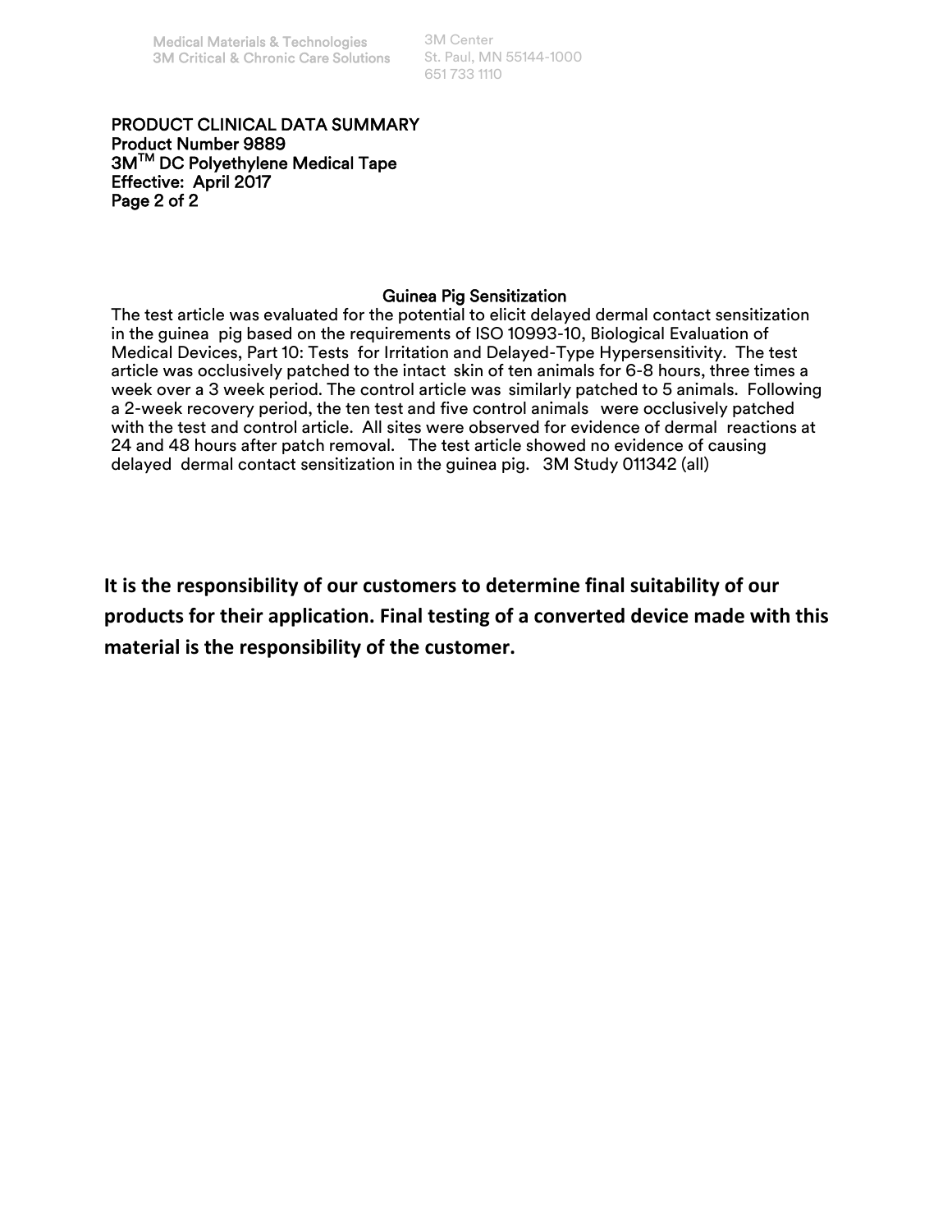PRODUCT CLINICAL DATA SUMMARY
Product Number 9889
3M™ DC Polyethylene Medical Tape
Effective: April 2017

## Guinea Pig Sensitization

The test article was evaluated for the potential to elicit delayed dermal contact sensitization in the guinea pig based on the requirements of ISO 10993-10, Biological Evaluation of Medical Devices, Part 10: Tests for Irritation and Delayed-Type Hypersensitivity. The test article was occlusively patched to the intact skin of ten animals for 6-8 hours, three times a week over a 3 week period. The control article was similarly patched to 5 animals. Following a 2-week recovery period, the ten test and five control animals were occlusively patched with the test and control article. All sites were observed for evidence of dermal reactions at 24 and 48 hours after patch removal. The test article showed no evidence of causing delayed dermal contact sensitization in the guinea pig. 3M Study 011342 (all)

**It is the responsibility of our customers to determine final suitability of our products for their application. Final testing of a converted device made with this material is the responsibility of the customer.**